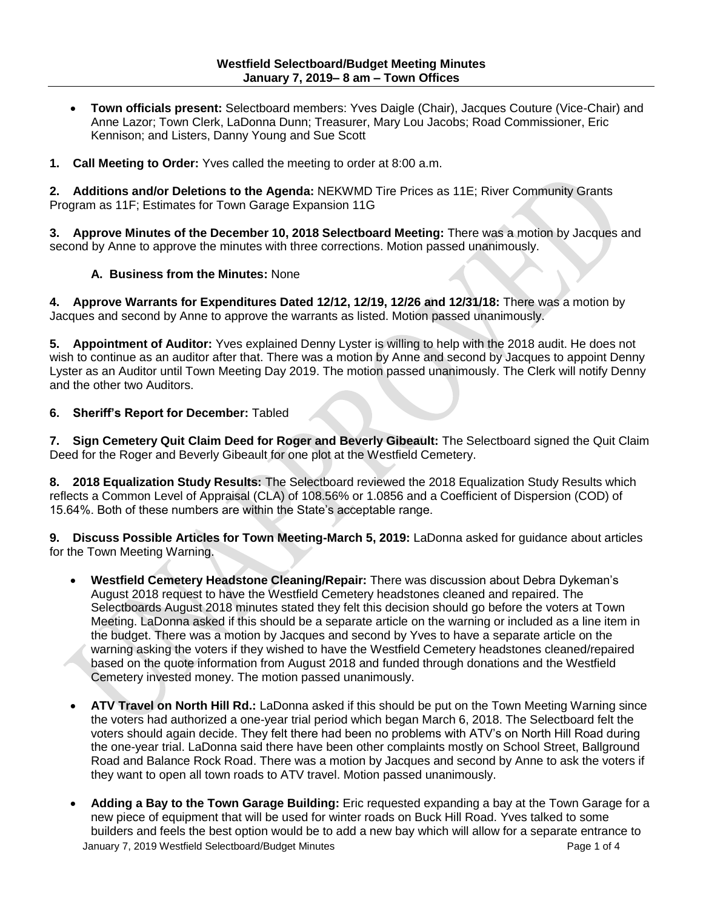**Westfield Selectboard/Budget Meeting Minutes**
**January 7, 2019– 8 am – Town Offices**

- **Town officials present:** Selectboard members: Yves Daigle (Chair), Jacques Couture (Vice-Chair) and Anne Lazor; Town Clerk, LaDonna Dunn; Treasurer, Mary Lou Jacobs; Road Commissioner, Eric Kennison; and Listers, Danny Young and Sue Scott

**1. Call Meeting to Order:** Yves called the meeting to order at 8:00 a.m.

**2. Additions and/or Deletions to the Agenda:** NEKWMD Tire Prices as 11E; River Community Grants Program as 11F; Estimates for Town Garage Expansion 11G

**3. Approve Minutes of the December 10, 2018 Selectboard Meeting:** There was a motion by Jacques and second by Anne to approve the minutes with three corrections. Motion passed unanimously.

**A. Business from the Minutes:** None

**4. Approve Warrants for Expenditures Dated 12/12, 12/19, 12/26 and 12/31/18:** There was a motion by Jacques and second by Anne to approve the warrants as listed. Motion passed unanimously.

**5. Appointment of Auditor:** Yves explained Denny Lyster is willing to help with the 2018 audit. He does not wish to continue as an auditor after that. There was a motion by Anne and second by Jacques to appoint Denny Lyster as an Auditor until Town Meeting Day 2019. The motion passed unanimously. The Clerk will notify Denny and the other two Auditors.

**6. Sheriff's Report for December:** Tabled

**7. Sign Cemetery Quit Claim Deed for Roger and Beverly Gibeault:** The Selectboard signed the Quit Claim Deed for the Roger and Beverly Gibeault for one plot at the Westfield Cemetery.

**8. 2018 Equalization Study Results:** The Selectboard reviewed the 2018 Equalization Study Results which reflects a Common Level of Appraisal (CLA) of 108.56% or 1.0856 and a Coefficient of Dispersion (COD) of 15.64%. Both of these numbers are within the State's acceptable range.

**9. Discuss Possible Articles for Town Meeting-March 5, 2019:** LaDonna asked for guidance about articles for the Town Meeting Warning.

- **Westfield Cemetery Headstone Cleaning/Repair:** There was discussion about Debra Dykeman's August 2018 request to have the Westfield Cemetery headstones cleaned and repaired. The Selectboards August 2018 minutes stated they felt this decision should go before the voters at Town Meeting. LaDonna asked if this should be a separate article on the warning or included as a line item in the budget. There was a motion by Jacques and second by Yves to have a separate article on the warning asking the voters if they wished to have the Westfield Cemetery headstones cleaned/repaired based on the quote information from August 2018 and funded through donations and the Westfield Cemetery invested money. The motion passed unanimously.

- **ATV Travel on North Hill Rd.:** LaDonna asked if this should be put on the Town Meeting Warning since the voters had authorized a one-year trial period which began March 6, 2018. The Selectboard felt the voters should again decide. They felt there had been no problems with ATV's on North Hill Road during the one-year trial. LaDonna said there have been other complaints mostly on School Street, Ballground Road and Balance Rock Road. There was a motion by Jacques and second by Anne to ask the voters if they want to open all town roads to ATV travel. Motion passed unanimously.

- **Adding a Bay to the Town Garage Building:** Eric requested expanding a bay at the Town Garage for a new piece of equipment that will be used for winter roads on Buck Hill Road. Yves talked to some builders and feels the best option would be to add a new bay which will allow for a separate entrance to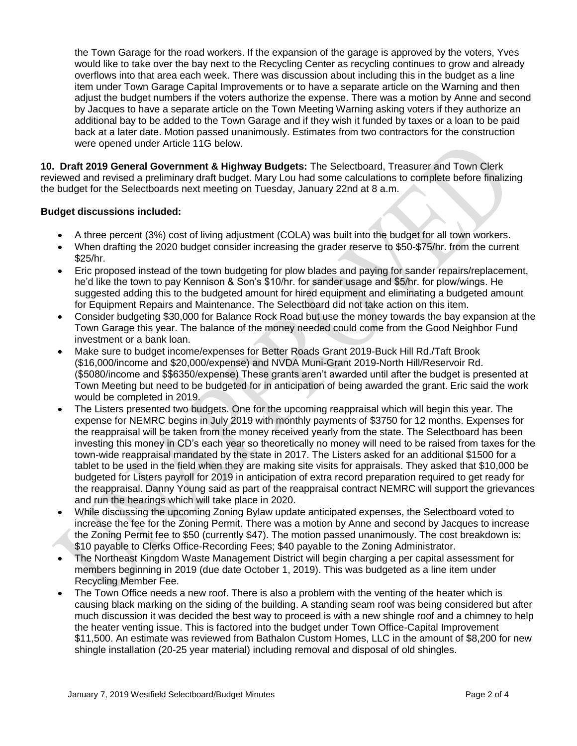the Town Garage for the road workers. If the expansion of the garage is approved by the voters, Yves would like to take over the bay next to the Recycling Center as recycling continues to grow and already overflows into that area each week. There was discussion about including this in the budget as a line item under Town Garage Capital Improvements or to have a separate article on the Warning and then adjust the budget numbers if the voters authorize the expense. There was a motion by Anne and second by Jacques to have a separate article on the Town Meeting Warning asking voters if they authorize an additional bay to be added to the Town Garage and if they wish it funded by taxes or a loan to be paid back at a later date. Motion passed unanimously. Estimates from two contractors for the construction were opened under Article 11G below.

**10. Draft 2019 General Government & Highway Budgets:** The Selectboard, Treasurer and Town Clerk reviewed and revised a preliminary draft budget. Mary Lou had some calculations to complete before finalizing the budget for the Selectboards next meeting on Tuesday, January 22nd at 8 a.m.

**Budget discussions included:**

- A three percent (3%) cost of living adjustment (COLA) was built into the budget for all town workers.
- When drafting the 2020 budget consider increasing the grader reserve to $50-$75/hr. from the current $25/hr.
- Eric proposed instead of the town budgeting for plow blades and paying for sander repairs/replacement, he'd like the town to pay Kennison & Son's $10/hr. for sander usage and $5/hr. for plow/wings. He suggested adding this to the budgeted amount for hired equipment and eliminating a budgeted amount for Equipment Repairs and Maintenance. The Selectboard did not take action on this item.
- Consider budgeting $30,000 for Balance Rock Road but use the money towards the bay expansion at the Town Garage this year. The balance of the money needed could come from the Good Neighbor Fund investment or a bank loan.
- Make sure to budget income/expenses for Better Roads Grant 2019-Buck Hill Rd./Taft Brook ($16,000/income and $20,000/expense) and NVDA Muni-Grant 2019-North Hill/Reservoir Rd. ($5080/income and $$6350/expense) These grants aren't awarded until after the budget is presented at Town Meeting but need to be budgeted for in anticipation of being awarded the grant. Eric said the work would be completed in 2019.
- The Listers presented two budgets. One for the upcoming reappraisal which will begin this year. The expense for NEMRC begins in July 2019 with monthly payments of $3750 for 12 months. Expenses for the reappraisal will be taken from the money received yearly from the state. The Selectboard has been investing this money in CD's each year so theoretically no money will need to be raised from taxes for the town-wide reappraisal mandated by the state in 2017. The Listers asked for an additional $1500 for a tablet to be used in the field when they are making site visits for appraisals. They asked that $10,000 be budgeted for Listers payroll for 2019 in anticipation of extra record preparation required to get ready for the reappraisal. Danny Young said as part of the reappraisal contract NEMRC will support the grievances and run the hearings which will take place in 2020.
- While discussing the upcoming Zoning Bylaw update anticipated expenses, the Selectboard voted to increase the fee for the Zoning Permit. There was a motion by Anne and second by Jacques to increase the Zoning Permit fee to $50 (currently $47). The motion passed unanimously. The cost breakdown is: $10 payable to Clerks Office-Recording Fees; $40 payable to the Zoning Administrator.
- The Northeast Kingdom Waste Management District will begin charging a per capital assessment for members beginning in 2019 (due date October 1, 2019). This was budgeted as a line item under Recycling Member Fee.
- The Town Office needs a new roof. There is also a problem with the venting of the heater which is causing black marking on the siding of the building. A standing seam roof was being considered but after much discussion it was decided the best way to proceed is with a new shingle roof and a chimney to help the heater venting issue. This is factored into the budget under Town Office-Capital Improvement $11,500. An estimate was reviewed from Bathalon Custom Homes, LLC in the amount of $8,200 for new shingle installation (20-25 year material) including removal and disposal of old shingles.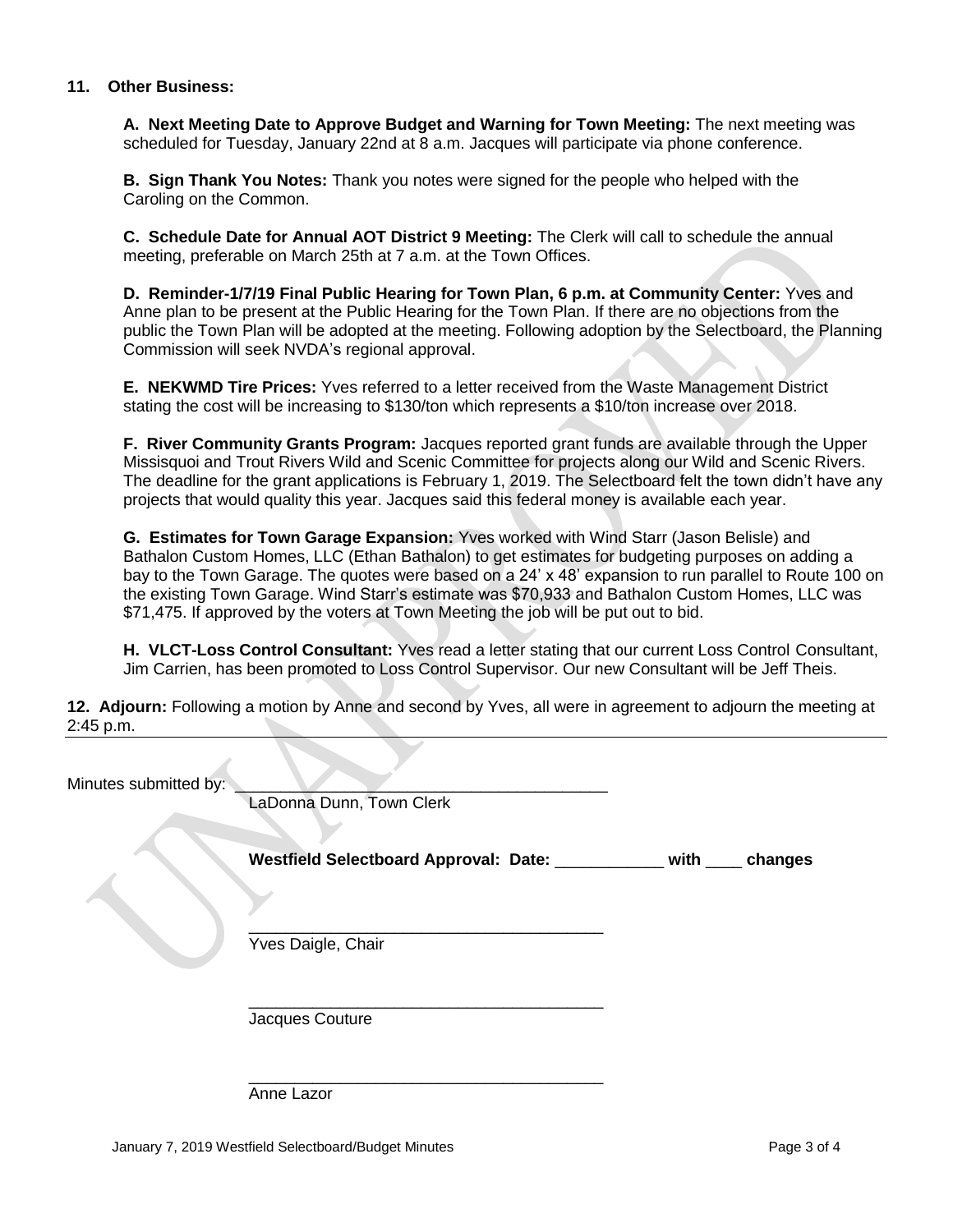**11. Other Business:**

**A. Next Meeting Date to Approve Budget and Warning for Town Meeting:** The next meeting was scheduled for Tuesday, January 22nd at 8 a.m. Jacques will participate via phone conference.

**B. Sign Thank You Notes:** Thank you notes were signed for the people who helped with the Caroling on the Common.

**C. Schedule Date for Annual AOT District 9 Meeting:** The Clerk will call to schedule the annual meeting, preferable on March 25th at 7 a.m. at the Town Offices.

**D. Reminder-1/7/19 Final Public Hearing for Town Plan, 6 p.m. at Community Center:** Yves and Anne plan to be present at the Public Hearing for the Town Plan. If there are no objections from the public the Town Plan will be adopted at the meeting. Following adoption by the Selectboard, the Planning Commission will seek NVDA's regional approval.

**E. NEKWMD Tire Prices:** Yves referred to a letter received from the Waste Management District stating the cost will be increasing to $130/ton which represents a $10/ton increase over 2018.

**F. River Community Grants Program:** Jacques reported grant funds are available through the Upper Missisquoi and Trout Rivers Wild and Scenic Committee for projects along our Wild and Scenic Rivers. The deadline for the grant applications is February 1, 2019. The Selectboard felt the town didn't have any projects that would quality this year. Jacques said this federal money is available each year.

**G. Estimates for Town Garage Expansion:** Yves worked with Wind Starr (Jason Belisle) and Bathalon Custom Homes, LLC (Ethan Bathalon) to get estimates for budgeting purposes on adding a bay to the Town Garage. The quotes were based on a 24' x 48' expansion to run parallel to Route 100 on the existing Town Garage. Wind Starr's estimate was $70,933 and Bathalon Custom Homes, LLC was $71,475. If approved by the voters at Town Meeting the job will be put out to bid.

**H. VLCT-Loss Control Consultant:** Yves read a letter stating that our current Loss Control Consultant, Jim Carrien, has been promoted to Loss Control Supervisor. Our new Consultant will be Jeff Theis.

**12. Adjourn:** Following a motion by Anne and second by Yves, all were in agreement to adjourn the meeting at 2:45 p.m.

---

Minutes submitted by: ___________________________________________
LaDonna Dunn, Town Clerk

**Westfield Selectboard Approval: Date:** ____________ **with** ____ **changes**

_________________________________________
Yves Daigle, Chair

_________________________________________
Jacques Couture

_________________________________________
Anne Lazor